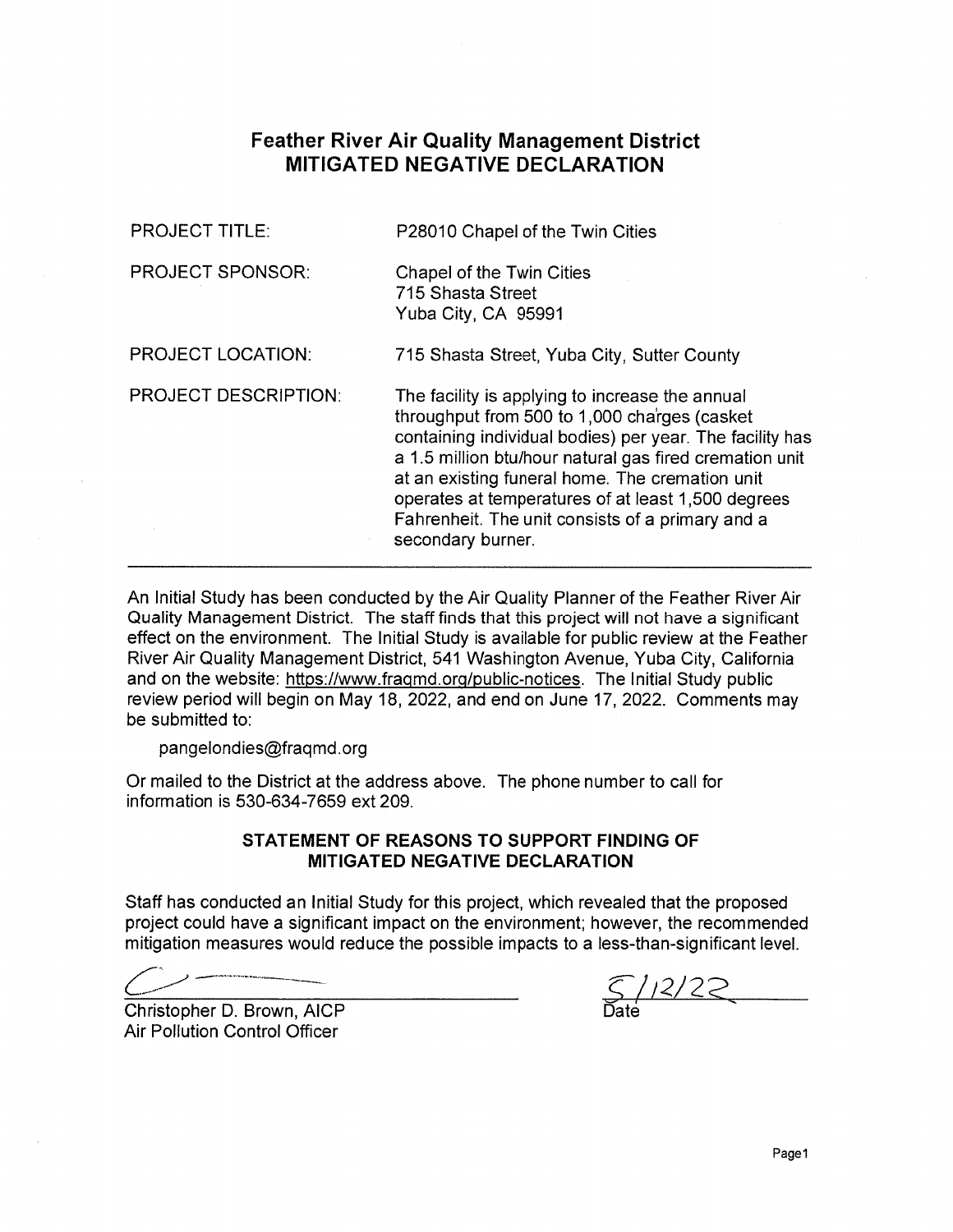# Feather River Air Quality Management District
## MITIGATED NEGATIVE DECLARATION

| | |
|---|---|
| PROJECT TITLE: | P28010 Chapel of the Twin Cities |
| PROJECT SPONSOR: | Chapel of the Twin Cities<br>715 Shasta Street<br>Yuba City, CA 95991 |
| PROJECT LOCATION: | 715 Shasta Street, Yuba City, Sutter County |
| PROJECT DESCRIPTION: | The facility is applying to increase the annual throughput from 500 to 1,000 charges (casket containing individual bodies) per year. The facility has a 1.5 million btu/hour natural gas fired cremation unit at an existing funeral home. The cremation unit operates at temperatures of at least 1,500 degrees Fahrenheit. The unit consists of a primary and a secondary burner. |

---

An Initial Study has been conducted by the Air Quality Planner of the Feather River Air Quality Management District. The staff finds that this project will not have a significant effect on the environment. The Initial Study is available for public review at the Feather River Air Quality Management District, 541 Washington Avenue, Yuba City, California and on the website: https://www.fraqmd.org/public-notices. The Initial Study public review period will begin on May 18, 2022, and end on June 17, 2022. Comments may be submitted to:

pangelondies@fraqmd.org

Or mailed to the District at the address above. The phone number to call for information is 530-634-7659 ext 209.

### STATEMENT OF REASONS TO SUPPORT FINDING OF MITIGATED NEGATIVE DECLARATION

Staff has conducted an Initial Study for this project, which revealed that the proposed project could have a significant impact on the environment; however, the recommended mitigation measures would reduce the possible impacts to a less-than-significant level.

Christopher D. Brown, AICP
Air Pollution Control Officer

5/12/22
Date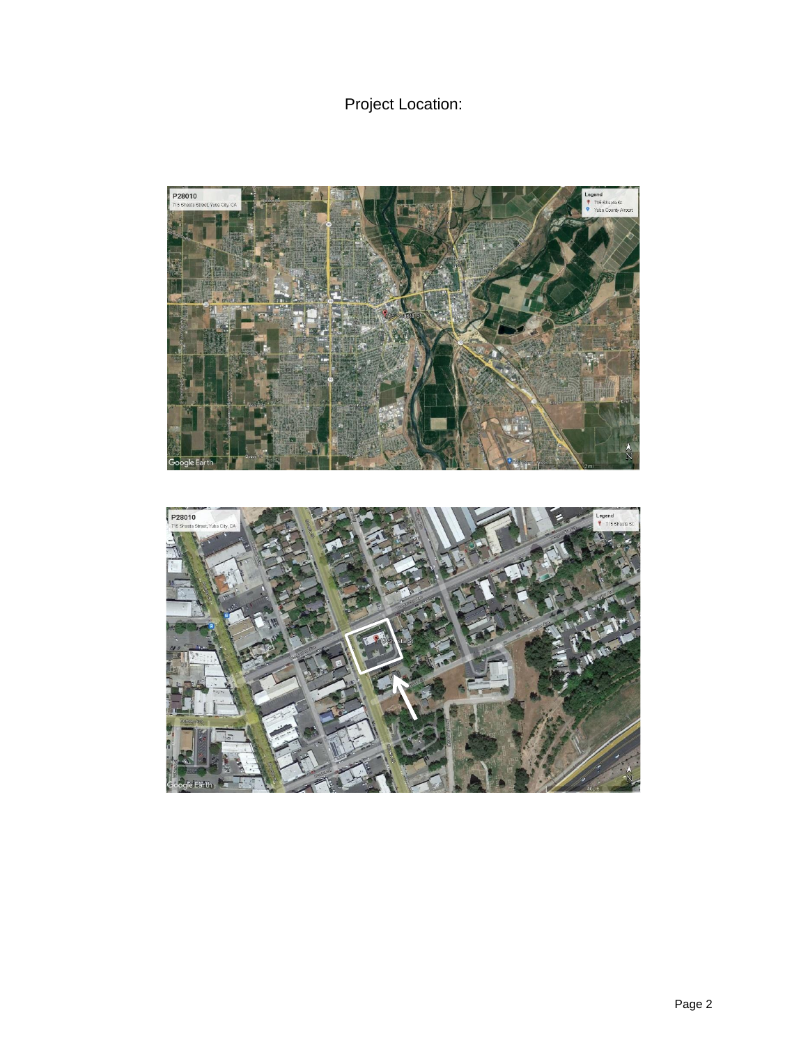Project Location: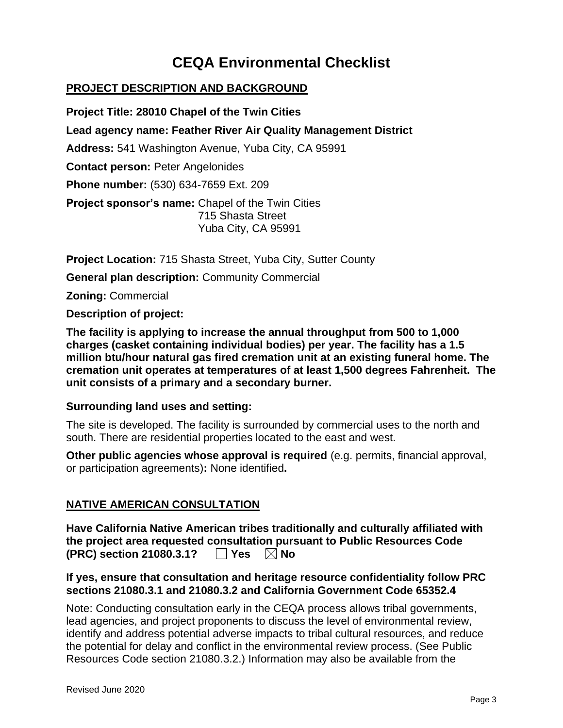# CEQA Environmental Checklist

## PROJECT DESCRIPTION AND BACKGROUND

**Project Title: 28010 Chapel of the Twin Cities**

**Lead agency name: Feather River Air Quality Management District**

**Address:** 541 Washington Avenue, Yuba City, CA 95991

**Contact person:** Peter Angelonides

**Phone number:** (530) 634-7659 Ext. 209

**Project sponsor's name:** Chapel of the Twin Cities
715 Shasta Street
Yuba City, CA 95991

**Project Location:** 715 Shasta Street, Yuba City, Sutter County

**General plan description:** Community Commercial

**Zoning:** Commercial

**Description of project:**

**The facility is applying to increase the annual throughput from 500 to 1,000 charges (casket containing individual bodies) per year. The facility has a 1.5 million btu/hour natural gas fired cremation unit at an existing funeral home. The cremation unit operates at temperatures of at least 1,500 degrees Fahrenheit. The unit consists of a primary and a secondary burner.**

**Surrounding land uses and setting:**

The site is developed. The facility is surrounded by commercial uses to the north and south. There are residential properties located to the east and west.

**Other public agencies whose approval is required** (e.g. permits, financial approval, or participation agreements)**:** None identified**.**

## NATIVE AMERICAN CONSULTATION

**Have California Native American tribes traditionally and culturally affiliated with the project area requested consultation pursuant to Public Resources Code (PRC) section 21080.3.1?** ☐ **Yes** ☒ **No**

**If yes, ensure that consultation and heritage resource confidentiality follow PRC sections 21080.3.1 and 21080.3.2 and California Government Code 65352.4**

Note: Conducting consultation early in the CEQA process allows tribal governments, lead agencies, and project proponents to discuss the level of environmental review, identify and address potential adverse impacts to tribal cultural resources, and reduce the potential for delay and conflict in the environmental review process. (See Public Resources Code section 21080.3.2.) Information may also be available from the

Revised June 2020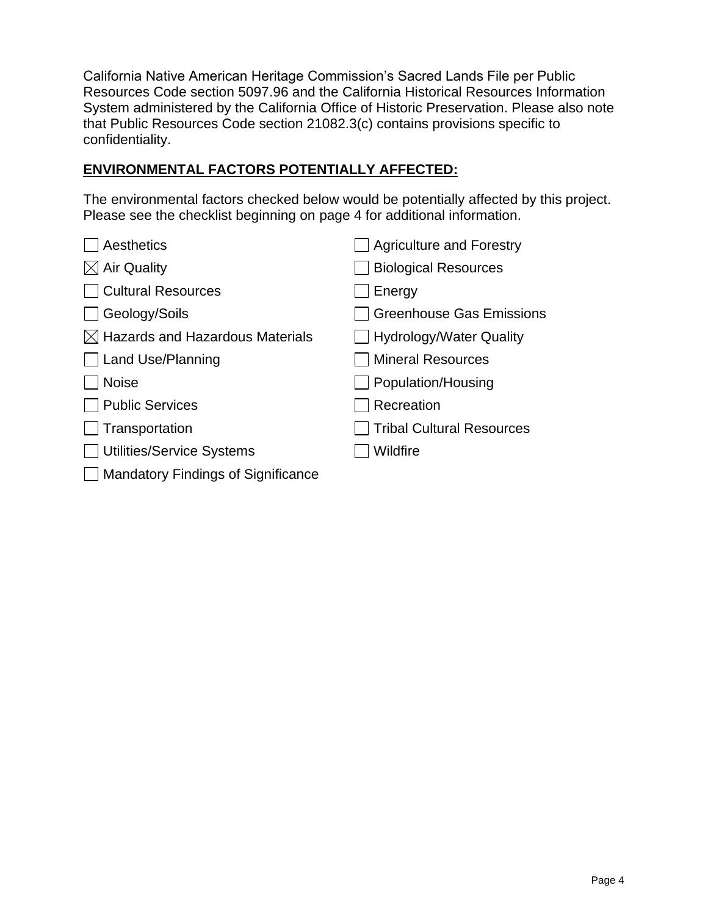California Native American Heritage Commission's Sacred Lands File per Public Resources Code section 5097.96 and the California Historical Resources Information System administered by the California Office of Historic Preservation. Please also note that Public Resources Code section 21082.3(c) contains provisions specific to confidentiality.

**ENVIRONMENTAL FACTORS POTENTIALLY AFFECTED:**

The environmental factors checked below would be potentially affected by this project. Please see the checklist beginning on page 4 for additional information.

- [ ] Aesthetics
- [ ] Agriculture and Forestry
- [x] Air Quality
- [ ] Biological Resources
- [ ] Cultural Resources
- [ ] Energy
- [ ] Geology/Soils
- [ ] Greenhouse Gas Emissions
- [x] Hazards and Hazardous Materials
- [ ] Hydrology/Water Quality
- [ ] Land Use/Planning
- [ ] Mineral Resources
- [ ] Noise
- [ ] Population/Housing
- [ ] Public Services
- [ ] Recreation
- [ ] Transportation
- [ ] Tribal Cultural Resources
- [ ] Utilities/Service Systems
- [ ] Wildfire
- [ ] Mandatory Findings of Significance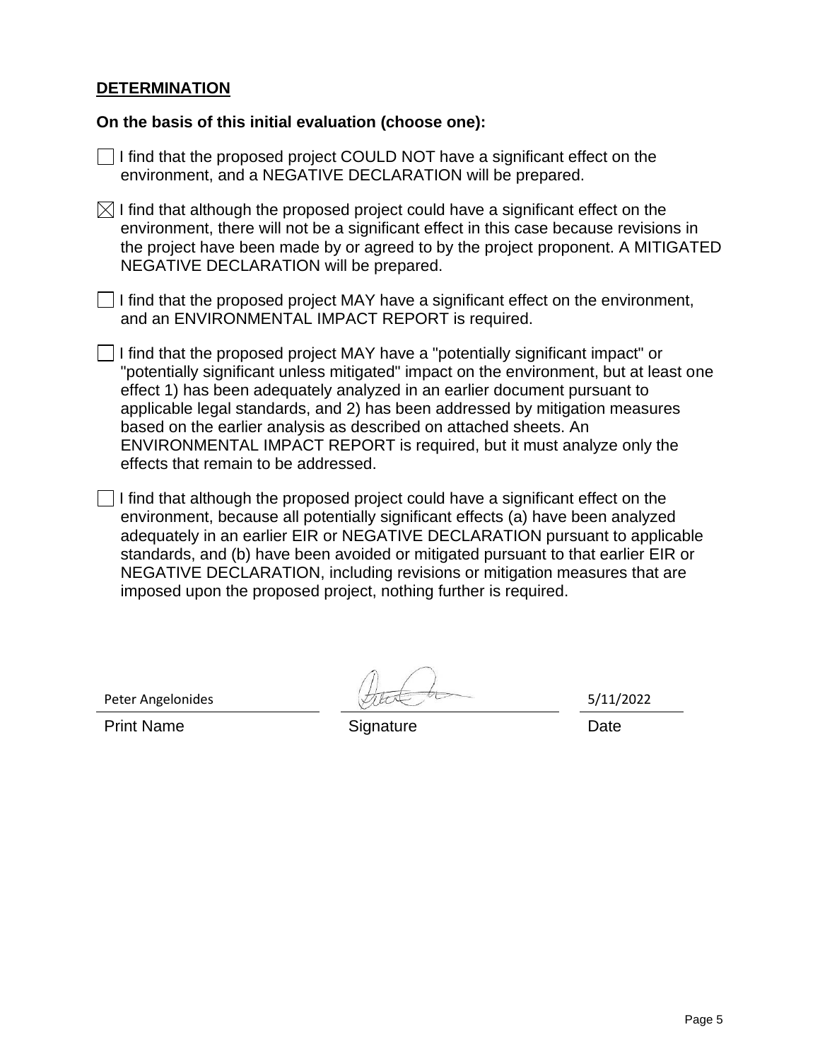## DETERMINATION

**On the basis of this initial evaluation (choose one):**

☐ I find that the proposed project COULD NOT have a significant effect on the environment, and a NEGATIVE DECLARATION will be prepared.

☒ I find that although the proposed project could have a significant effect on the environment, there will not be a significant effect in this case because revisions in the project have been made by or agreed to by the project proponent. A MITIGATED NEGATIVE DECLARATION will be prepared.

☐ I find that the proposed project MAY have a significant effect on the environment, and an ENVIRONMENTAL IMPACT REPORT is required.

☐ I find that the proposed project MAY have a "potentially significant impact" or "potentially significant unless mitigated" impact on the environment, but at least one effect 1) has been adequately analyzed in an earlier document pursuant to applicable legal standards, and 2) has been addressed by mitigation measures based on the earlier analysis as described on attached sheets. An ENVIRONMENTAL IMPACT REPORT is required, but it must analyze only the effects that remain to be addressed.

☐ I find that although the proposed project could have a significant effect on the environment, because all potentially significant effects (a) have been analyzed adequately in an earlier EIR or NEGATIVE DECLARATION pursuant to applicable standards, and (b) have been avoided or mitigated pursuant to that earlier EIR or NEGATIVE DECLARATION, including revisions or mitigation measures that are imposed upon the proposed project, nothing further is required.

| Peter Angelonides | [Signature] | 5/11/2022 |
|---|---|---|
| Print Name | Signature | Date |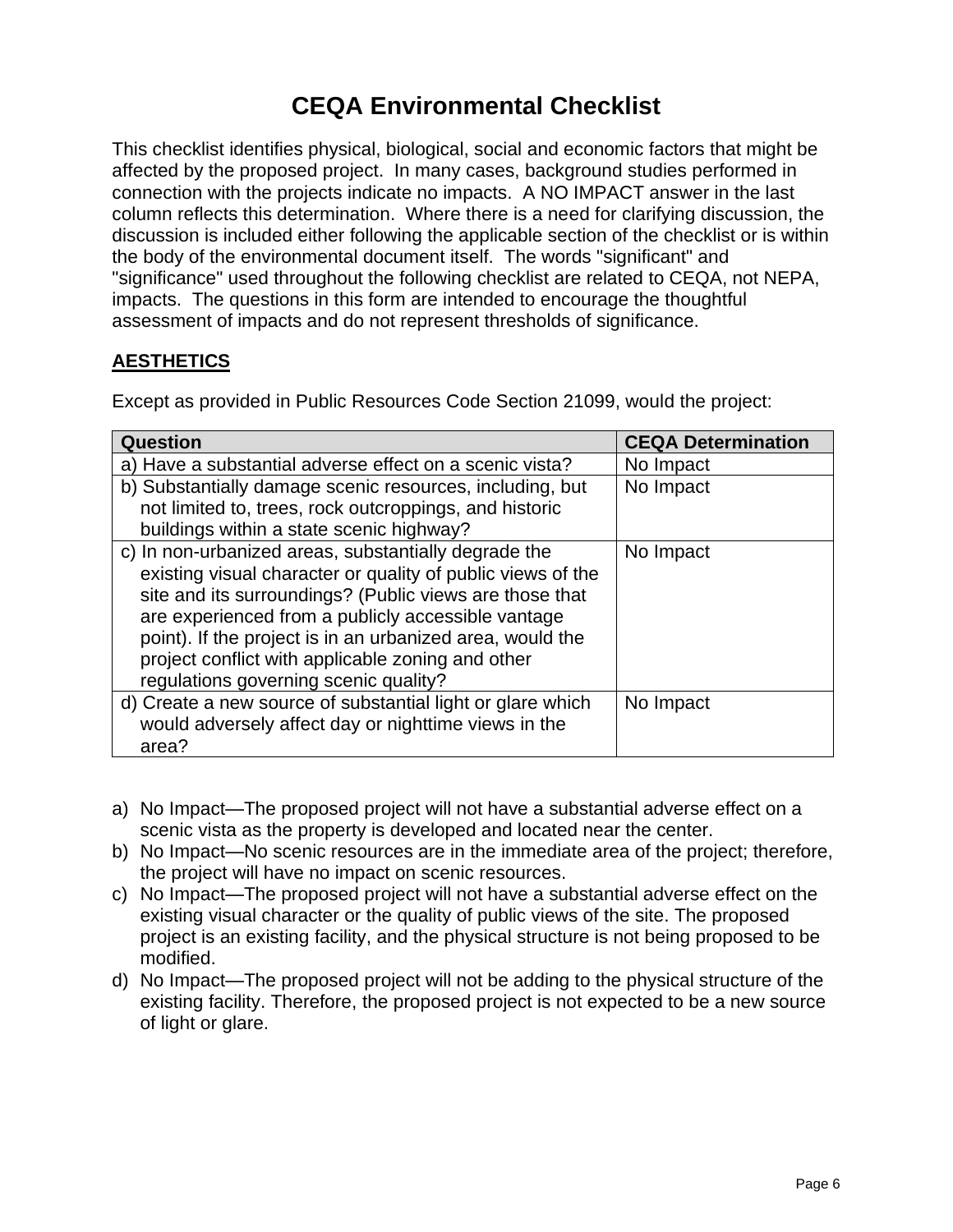# CEQA Environmental Checklist

This checklist identifies physical, biological, social and economic factors that might be affected by the proposed project. In many cases, background studies performed in connection with the projects indicate no impacts. A NO IMPACT answer in the last column reflects this determination. Where there is a need for clarifying discussion, the discussion is included either following the applicable section of the checklist or is within the body of the environmental document itself. The words "significant" and "significance" used throughout the following checklist are related to CEQA, not NEPA, impacts. The questions in this form are intended to encourage the thoughtful assessment of impacts and do not represent thresholds of significance.

## AESTHETICS

Except as provided in Public Resources Code Section 21099, would the project:

| Question | CEQA Determination |
|---|---|
| a) Have a substantial adverse effect on a scenic vista? | No Impact |
| b) Substantially damage scenic resources, including, but not limited to, trees, rock outcroppings, and historic buildings within a state scenic highway? | No Impact |
| c) In non-urbanized areas, substantially degrade the existing visual character or quality of public views of the site and its surroundings? (Public views are those that are experienced from a publicly accessible vantage point). If the project is in an urbanized area, would the project conflict with applicable zoning and other regulations governing scenic quality? | No Impact |
| d) Create a new source of substantial light or glare which would adversely affect day or nighttime views in the area? | No Impact |

a) No Impact—The proposed project will not have a substantial adverse effect on a scenic vista as the property is developed and located near the center.

b) No Impact—No scenic resources are in the immediate area of the project; therefore, the project will have no impact on scenic resources.

c) No Impact—The proposed project will not have a substantial adverse effect on the existing visual character or the quality of public views of the site. The proposed project is an existing facility, and the physical structure is not being proposed to be modified.

d) No Impact—The proposed project will not be adding to the physical structure of the existing facility. Therefore, the proposed project is not expected to be a new source of light or glare.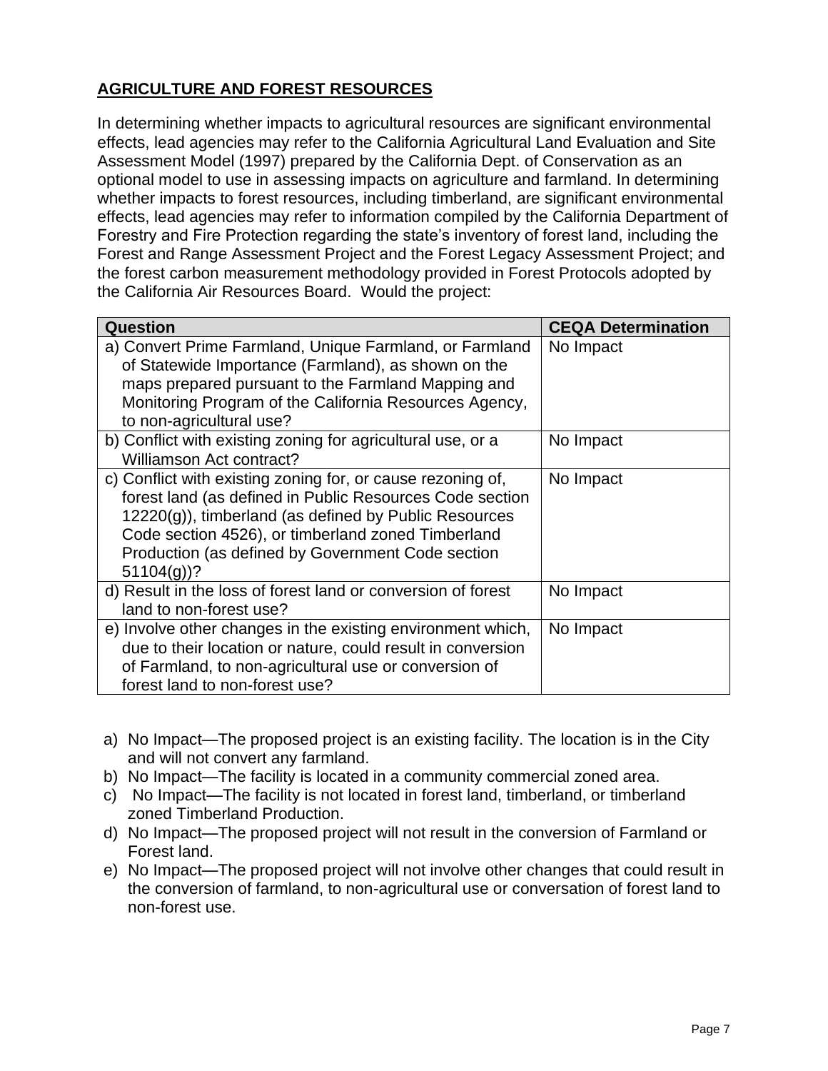## AGRICULTURE AND FOREST RESOURCES

In determining whether impacts to agricultural resources are significant environmental effects, lead agencies may refer to the California Agricultural Land Evaluation and Site Assessment Model (1997) prepared by the California Dept. of Conservation as an optional model to use in assessing impacts on agriculture and farmland. In determining whether impacts to forest resources, including timberland, are significant environmental effects, lead agencies may refer to information compiled by the California Department of Forestry and Fire Protection regarding the state's inventory of forest land, including the Forest and Range Assessment Project and the Forest Legacy Assessment Project; and the forest carbon measurement methodology provided in Forest Protocols adopted by the California Air Resources Board. Would the project:

| Question | CEQA Determination |
|---|---|
| a) Convert Prime Farmland, Unique Farmland, or Farmland of Statewide Importance (Farmland), as shown on the maps prepared pursuant to the Farmland Mapping and Monitoring Program of the California Resources Agency, to non-agricultural use? | No Impact |
| b) Conflict with existing zoning for agricultural use, or a Williamson Act contract? | No Impact |
| c) Conflict with existing zoning for, or cause rezoning of, forest land (as defined in Public Resources Code section 12220(g)), timberland (as defined by Public Resources Code section 4526), or timberland zoned Timberland Production (as defined by Government Code section 51104(g))? | No Impact |
| d) Result in the loss of forest land or conversion of forest land to non-forest use? | No Impact |
| e) Involve other changes in the existing environment which, due to their location or nature, could result in conversion of Farmland, to non-agricultural use or conversion of forest land to non-forest use? | No Impact |

a) No Impact—The proposed project is an existing facility. The location is in the City and will not convert any farmland.
b) No Impact—The facility is located in a community commercial zoned area.
c) No Impact—The facility is not located in forest land, timberland, or timberland zoned Timberland Production.
d) No Impact—The proposed project will not result in the conversion of Farmland or Forest land.
e) No Impact—The proposed project will not involve other changes that could result in the conversion of farmland, to non-agricultural use or conversation of forest land to non-forest use.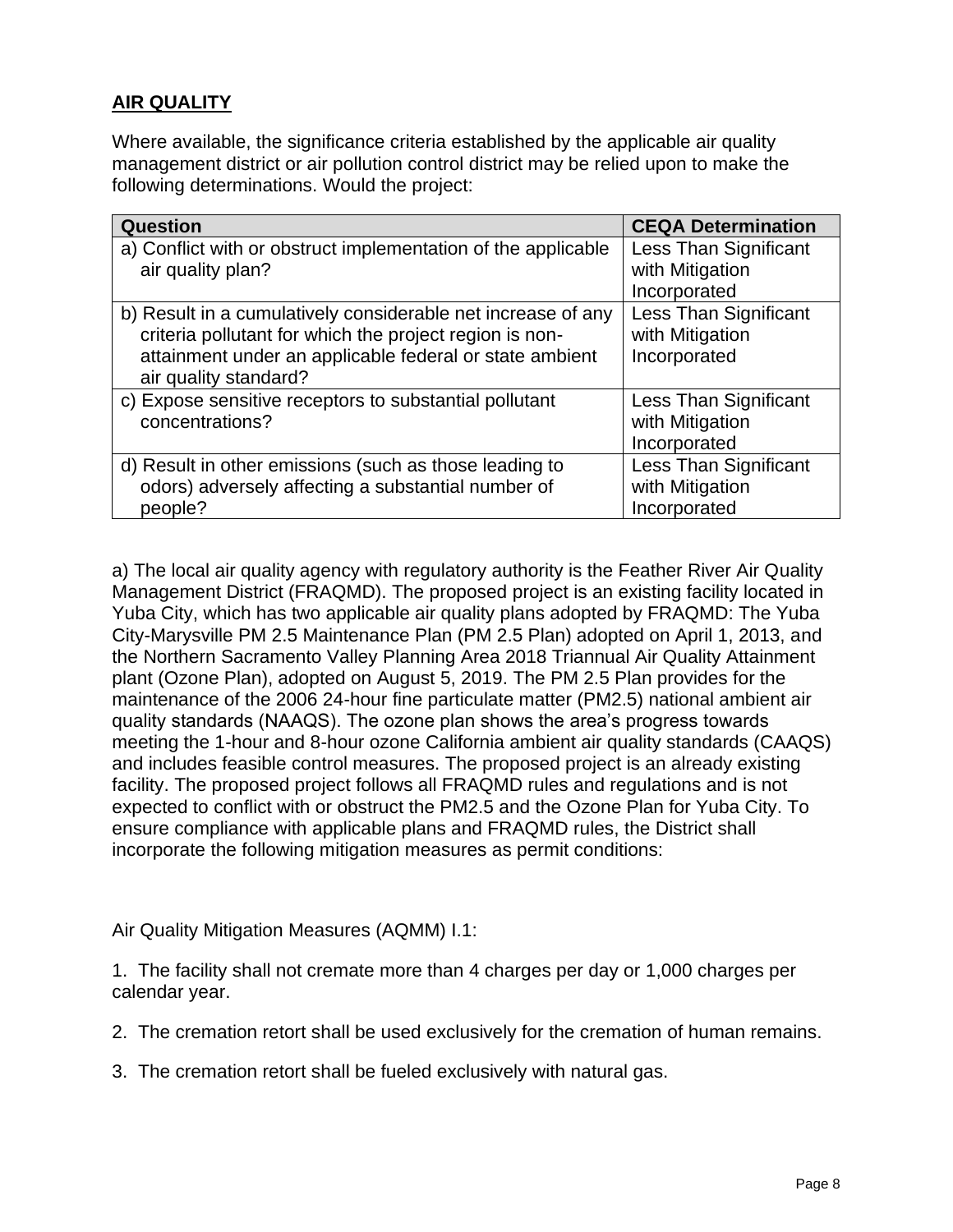## AIR QUALITY

Where available, the significance criteria established by the applicable air quality management district or air pollution control district may be relied upon to make the following determinations. Would the project:

| Question | CEQA Determination |
|---|---|
| a) Conflict with or obstruct implementation of the applicable air quality plan? | Less Than Significant with Mitigation Incorporated |
| b) Result in a cumulatively considerable net increase of any criteria pollutant for which the project region is non-attainment under an applicable federal or state ambient air quality standard? | Less Than Significant with Mitigation Incorporated |
| c) Expose sensitive receptors to substantial pollutant concentrations? | Less Than Significant with Mitigation Incorporated |
| d) Result in other emissions (such as those leading to odors) adversely affecting a substantial number of people? | Less Than Significant with Mitigation Incorporated |

a) The local air quality agency with regulatory authority is the Feather River Air Quality Management District (FRAQMD). The proposed project is an existing facility located in Yuba City, which has two applicable air quality plans adopted by FRAQMD: The Yuba City-Marysville PM 2.5 Maintenance Plan (PM 2.5 Plan) adopted on April 1, 2013, and the Northern Sacramento Valley Planning Area 2018 Triannual Air Quality Attainment plant (Ozone Plan), adopted on August 5, 2019. The PM 2.5 Plan provides for the maintenance of the 2006 24-hour fine particulate matter (PM2.5) national ambient air quality standards (NAAQS). The ozone plan shows the area's progress towards meeting the 1-hour and 8-hour ozone California ambient air quality standards (CAAQS) and includes feasible control measures. The proposed project is an already existing facility. The proposed project follows all FRAQMD rules and regulations and is not expected to conflict with or obstruct the PM2.5 and the Ozone Plan for Yuba City. To ensure compliance with applicable plans and FRAQMD rules, the District shall incorporate the following mitigation measures as permit conditions:

Air Quality Mitigation Measures (AQMM) I.1:

1. The facility shall not cremate more than 4 charges per day or 1,000 charges per calendar year.

2. The cremation retort shall be used exclusively for the cremation of human remains.

3. The cremation retort shall be fueled exclusively with natural gas.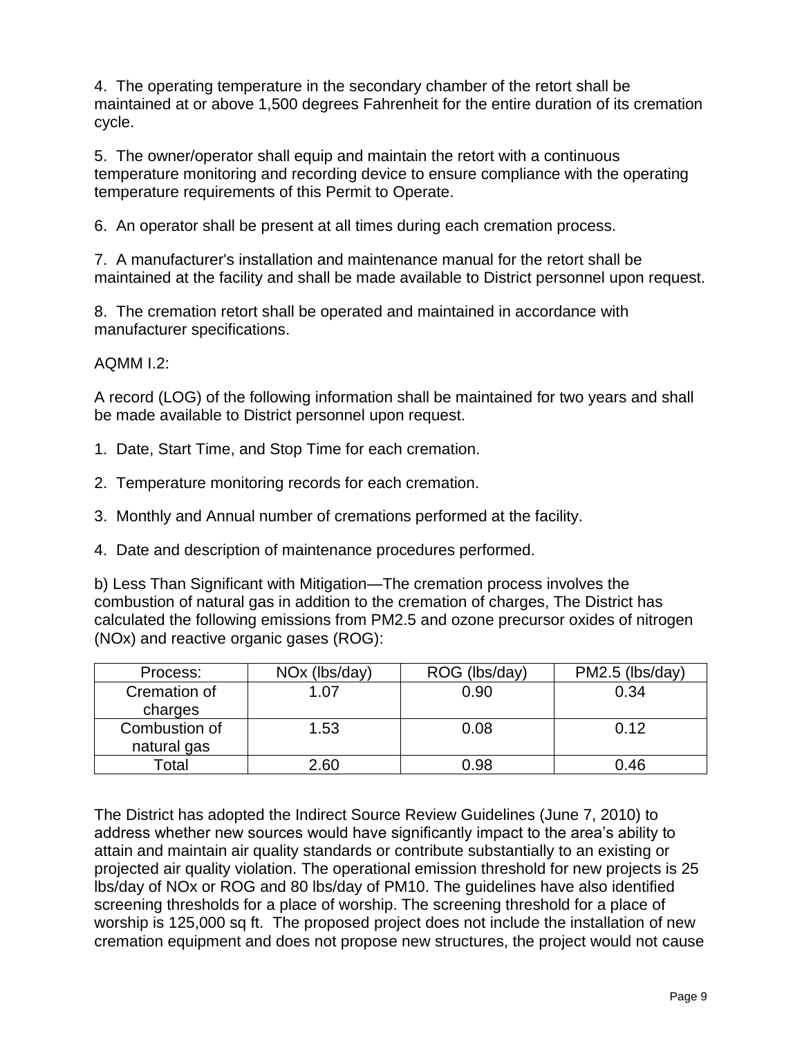4. The operating temperature in the secondary chamber of the retort shall be maintained at or above 1,500 degrees Fahrenheit for the entire duration of its cremation cycle.

5. The owner/operator shall equip and maintain the retort with a continuous temperature monitoring and recording device to ensure compliance with the operating temperature requirements of this Permit to Operate.

6. An operator shall be present at all times during each cremation process.

7. A manufacturer's installation and maintenance manual for the retort shall be maintained at the facility and shall be made available to District personnel upon request.

8. The cremation retort shall be operated and maintained in accordance with manufacturer specifications.

AQMM I.2:

A record (LOG) of the following information shall be maintained for two years and shall be made available to District personnel upon request.

1. Date, Start Time, and Stop Time for each cremation.

2. Temperature monitoring records for each cremation.

3. Monthly and Annual number of cremations performed at the facility.

4. Date and description of maintenance procedures performed.

b) Less Than Significant with Mitigation—The cremation process involves the combustion of natural gas in addition to the cremation of charges, The District has calculated the following emissions from PM2.5 and ozone precursor oxides of nitrogen (NOx) and reactive organic gases (ROG):

| Process: | NOx (lbs/day) | ROG (lbs/day) | PM2.5 (lbs/day) |
|---|---|---|---|
| Cremation of charges | 1.07 | 0.90 | 0.34 |
| Combustion of natural gas | 1.53 | 0.08 | 0.12 |
| Total | 2.60 | 0.98 | 0.46 |

The District has adopted the Indirect Source Review Guidelines (June 7, 2010) to address whether new sources would have significantly impact to the area's ability to attain and maintain air quality standards or contribute substantially to an existing or projected air quality violation. The operational emission threshold for new projects is 25 lbs/day of NOx or ROG and 80 lbs/day of PM10. The guidelines have also identified screening thresholds for a place of worship. The screening threshold for a place of worship is 125,000 sq ft. The proposed project does not include the installation of new cremation equipment and does not propose new structures, the project would not cause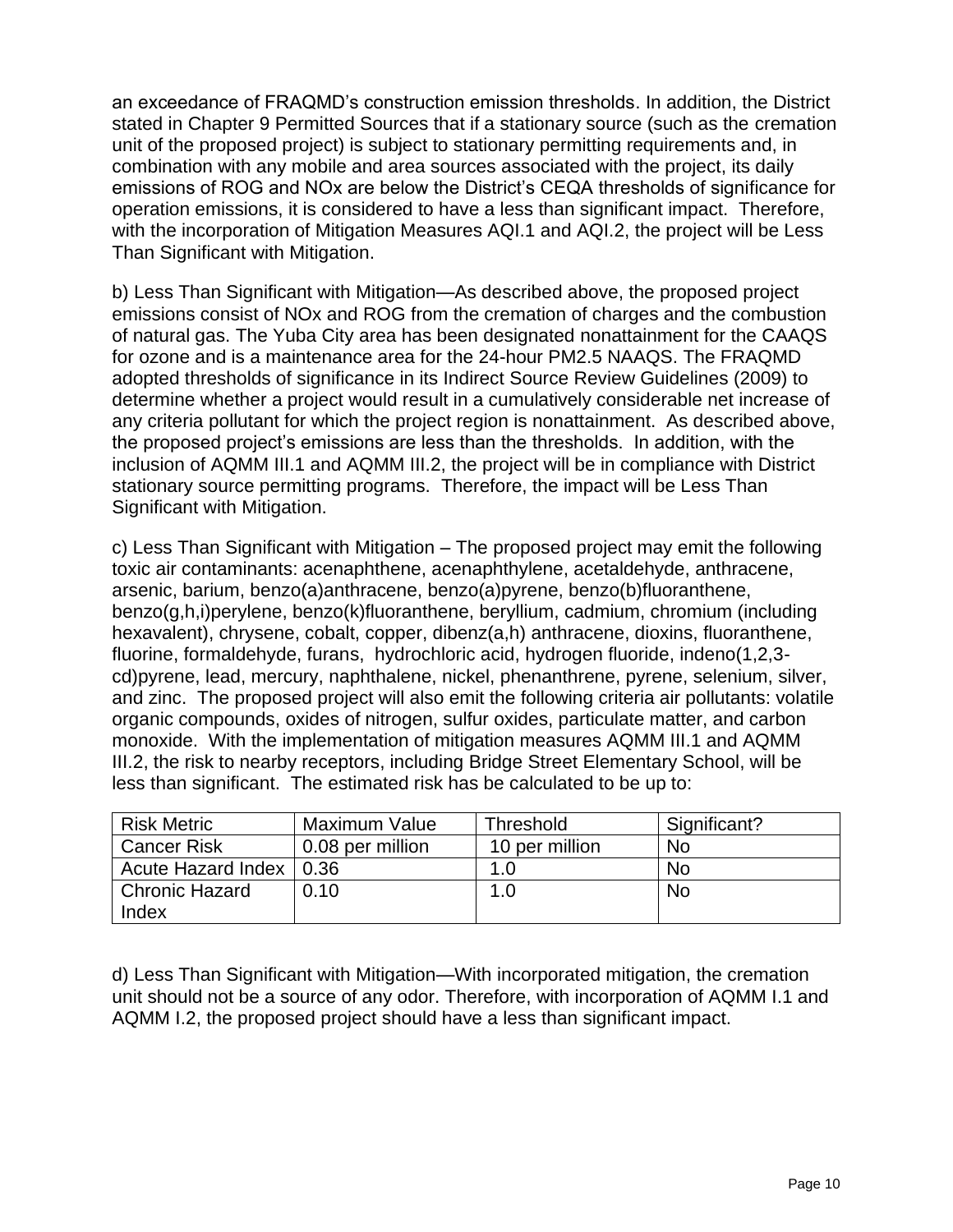an exceedance of FRAQMD's construction emission thresholds. In addition, the District stated in Chapter 9 Permitted Sources that if a stationary source (such as the cremation unit of the proposed project) is subject to stationary permitting requirements and, in combination with any mobile and area sources associated with the project, its daily emissions of ROG and NOx are below the District's CEQA thresholds of significance for operation emissions, it is considered to have a less than significant impact. Therefore, with the incorporation of Mitigation Measures AQI.1 and AQI.2, the project will be Less Than Significant with Mitigation.

b) Less Than Significant with Mitigation—As described above, the proposed project emissions consist of NOx and ROG from the cremation of charges and the combustion of natural gas. The Yuba City area has been designated nonattainment for the CAAQS for ozone and is a maintenance area for the 24-hour PM2.5 NAAQS. The FRAQMD adopted thresholds of significance in its Indirect Source Review Guidelines (2009) to determine whether a project would result in a cumulatively considerable net increase of any criteria pollutant for which the project region is nonattainment. As described above, the proposed project's emissions are less than the thresholds. In addition, with the inclusion of AQMM III.1 and AQMM III.2, the project will be in compliance with District stationary source permitting programs. Therefore, the impact will be Less Than Significant with Mitigation.

c) Less Than Significant with Mitigation – The proposed project may emit the following toxic air contaminants: acenaphthene, acenaphthylene, acetaldehyde, anthracene, arsenic, barium, benzo(a)anthracene, benzo(a)pyrene, benzo(b)fluoranthene, benzo(g,h,i)perylene, benzo(k)fluoranthene, beryllium, cadmium, chromium (including hexavalent), chrysene, cobalt, copper, dibenz(a,h) anthracene, dioxins, fluoranthene, fluorine, formaldehyde, furans, hydrochloric acid, hydrogen fluoride, indeno(1,2,3-cd)pyrene, lead, mercury, naphthalene, nickel, phenanthrene, pyrene, selenium, silver, and zinc. The proposed project will also emit the following criteria air pollutants: volatile organic compounds, oxides of nitrogen, sulfur oxides, particulate matter, and carbon monoxide. With the implementation of mitigation measures AQMM III.1 and AQMM III.2, the risk to nearby receptors, including Bridge Street Elementary School, will be less than significant. The estimated risk has be calculated to be up to:

| Risk Metric | Maximum Value | Threshold | Significant? |
| --- | --- | --- | --- |
| Cancer Risk | 0.08 per million | 10 per million | No |
| Acute Hazard Index | 0.36 | 1.0 | No |
| Chronic Hazard Index | 0.10 | 1.0 | No |

d) Less Than Significant with Mitigation—With incorporated mitigation, the cremation unit should not be a source of any odor. Therefore, with incorporation of AQMM I.1 and AQMM I.2, the proposed project should have a less than significant impact.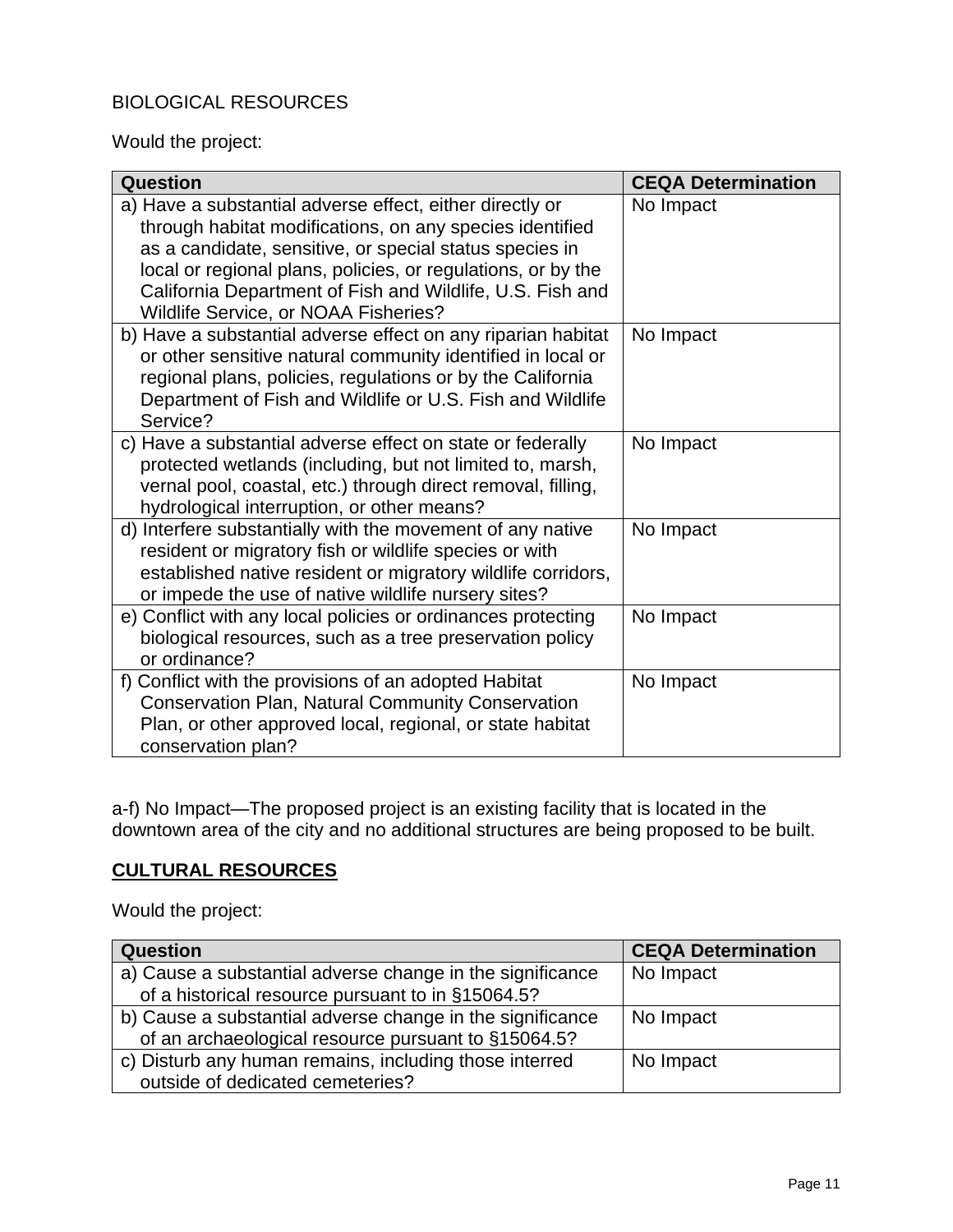BIOLOGICAL RESOURCES

Would the project:

| Question | CEQA Determination |
|---|---|
| a) Have a substantial adverse effect, either directly or through habitat modifications, on any species identified as a candidate, sensitive, or special status species in local or regional plans, policies, or regulations, or by the California Department of Fish and Wildlife, U.S. Fish and Wildlife Service, or NOAA Fisheries? | No Impact |
| b) Have a substantial adverse effect on any riparian habitat or other sensitive natural community identified in local or regional plans, policies, regulations or by the California Department of Fish and Wildlife or U.S. Fish and Wildlife Service? | No Impact |
| c) Have a substantial adverse effect on state or federally protected wetlands (including, but not limited to, marsh, vernal pool, coastal, etc.) through direct removal, filling, hydrological interruption, or other means? | No Impact |
| d) Interfere substantially with the movement of any native resident or migratory fish or wildlife species or with established native resident or migratory wildlife corridors, or impede the use of native wildlife nursery sites? | No Impact |
| e) Conflict with any local policies or ordinances protecting biological resources, such as a tree preservation policy or ordinance? | No Impact |
| f) Conflict with the provisions of an adopted Habitat Conservation Plan, Natural Community Conservation Plan, or other approved local, regional, or state habitat conservation plan? | No Impact |

a-f) No Impact—The proposed project is an existing facility that is located in the downtown area of the city and no additional structures are being proposed to be built.

**CULTURAL RESOURCES**

Would the project:

| Question | CEQA Determination |
|---|---|
| a) Cause a substantial adverse change in the significance of a historical resource pursuant to in §15064.5? | No Impact |
| b) Cause a substantial adverse change in the significance of an archaeological resource pursuant to §15064.5? | No Impact |
| c) Disturb any human remains, including those interred outside of dedicated cemeteries? | No Impact |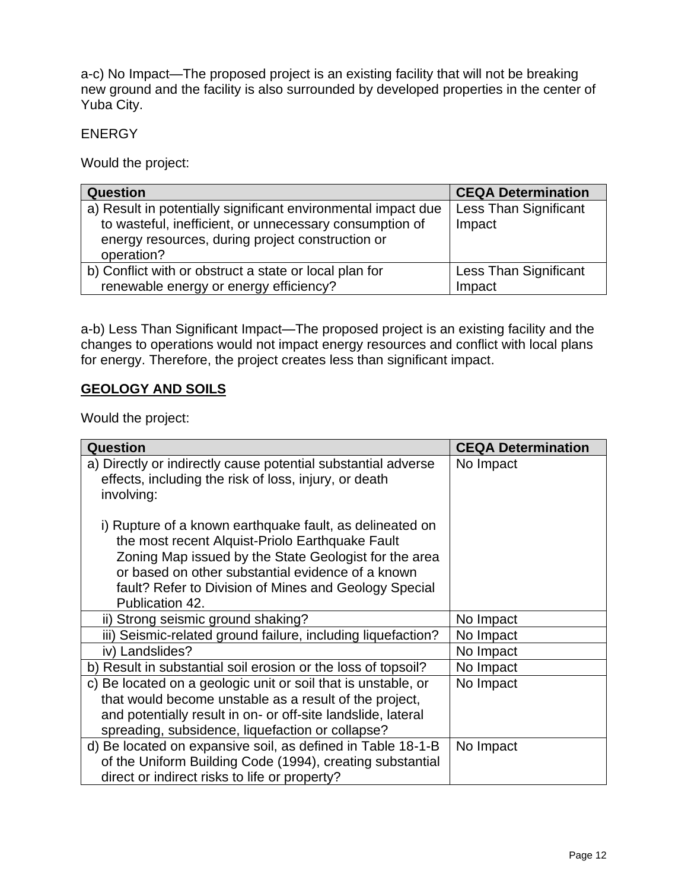a-c) No Impact—The proposed project is an existing facility that will not be breaking new ground and the facility is also surrounded by developed properties in the center of Yuba City.

ENERGY

Would the project:

| Question | CEQA Determination |
| --- | --- |
| a) Result in potentially significant environmental impact due to wasteful, inefficient, or unnecessary consumption of energy resources, during project construction or operation? | Less Than Significant Impact |
| b) Conflict with or obstruct a state or local plan for renewable energy or energy efficiency? | Less Than Significant Impact |

a-b) Less Than Significant Impact—The proposed project is an existing facility and the changes to operations would not impact energy resources and conflict with local plans for energy. Therefore, the project creates less than significant impact.

## GEOLOGY AND SOILS

Would the project:

| Question | CEQA Determination |
| --- | --- |
| a) Directly or indirectly cause potential substantial adverse effects, including the risk of loss, injury, or death involving:<br><br>i) Rupture of a known earthquake fault, as delineated on the most recent Alquist-Priolo Earthquake Fault Zoning Map issued by the State Geologist for the area or based on other substantial evidence of a known fault? Refer to Division of Mines and Geology Special Publication 42. | No Impact |
| ii) Strong seismic ground shaking? | No Impact |
| iii) Seismic-related ground failure, including liquefaction? | No Impact |
| iv) Landslides? | No Impact |
| b) Result in substantial soil erosion or the loss of topsoil? | No Impact |
| c) Be located on a geologic unit or soil that is unstable, or that would become unstable as a result of the project, and potentially result in on- or off-site landslide, lateral spreading, subsidence, liquefaction or collapse? | No Impact |
| d) Be located on expansive soil, as defined in Table 18-1-B of the Uniform Building Code (1994), creating substantial direct or indirect risks to life or property? | No Impact |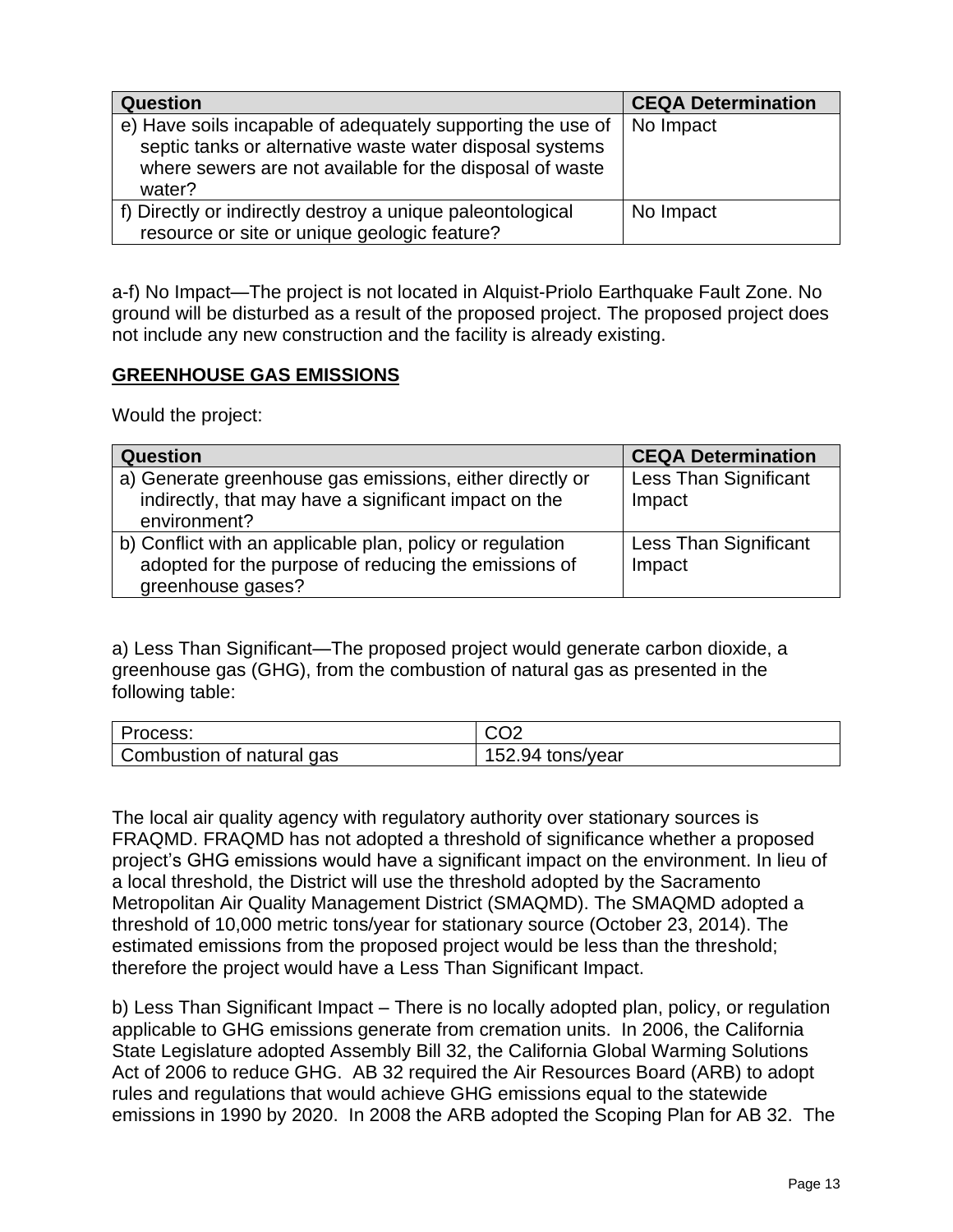| Question | CEQA Determination |
| --- | --- |
| e) Have soils incapable of adequately supporting the use of septic tanks or alternative waste water disposal systems where sewers are not available for the disposal of waste water? | No Impact |
| f) Directly or indirectly destroy a unique paleontological resource or site or unique geologic feature? | No Impact |

a-f) No Impact—The project is not located in Alquist-Priolo Earthquake Fault Zone. No ground will be disturbed as a result of the proposed project. The proposed project does not include any new construction and the facility is already existing.

**GREENHOUSE GAS EMISSIONS**

Would the project:

| Question | CEQA Determination |
| --- | --- |
| a) Generate greenhouse gas emissions, either directly or indirectly, that may have a significant impact on the environment? | Less Than Significant Impact |
| b) Conflict with an applicable plan, policy or regulation adopted for the purpose of reducing the emissions of greenhouse gases? | Less Than Significant Impact |

a) Less Than Significant—The proposed project would generate carbon dioxide, a greenhouse gas (GHG), from the combustion of natural gas as presented in the following table:

| Process: | CO2 |
| --- | --- |
| Combustion of natural gas | 152.94 tons/year |

The local air quality agency with regulatory authority over stationary sources is FRAQMD. FRAQMD has not adopted a threshold of significance whether a proposed project's GHG emissions would have a significant impact on the environment. In lieu of a local threshold, the District will use the threshold adopted by the Sacramento Metropolitan Air Quality Management District (SMAQMD). The SMAQMD adopted a threshold of 10,000 metric tons/year for stationary source (October 23, 2014). The estimated emissions from the proposed project would be less than the threshold; therefore the project would have a Less Than Significant Impact.

b) Less Than Significant Impact – There is no locally adopted plan, policy, or regulation applicable to GHG emissions generate from cremation units. In 2006, the California State Legislature adopted Assembly Bill 32, the California Global Warming Solutions Act of 2006 to reduce GHG. AB 32 required the Air Resources Board (ARB) to adopt rules and regulations that would achieve GHG emissions equal to the statewide emissions in 1990 by 2020. In 2008 the ARB adopted the Scoping Plan for AB 32. The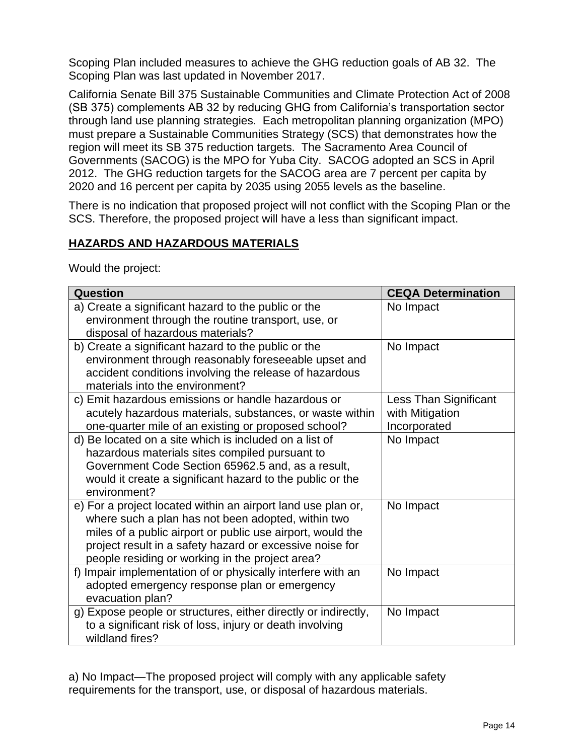Scoping Plan included measures to achieve the GHG reduction goals of AB 32. The Scoping Plan was last updated in November 2017.

California Senate Bill 375 Sustainable Communities and Climate Protection Act of 2008 (SB 375) complements AB 32 by reducing GHG from California's transportation sector through land use planning strategies. Each metropolitan planning organization (MPO) must prepare a Sustainable Communities Strategy (SCS) that demonstrates how the region will meet its SB 375 reduction targets. The Sacramento Area Council of Governments (SACOG) is the MPO for Yuba City. SACOG adopted an SCS in April 2012. The GHG reduction targets for the SACOG area are 7 percent per capita by 2020 and 16 percent per capita by 2035 using 2055 levels as the baseline.

There is no indication that proposed project will not conflict with the Scoping Plan or the SCS. Therefore, the proposed project will have a less than significant impact.

## HAZARDS AND HAZARDOUS MATERIALS

Would the project:

| Question | CEQA Determination |
|---|---|
| a) Create a significant hazard to the public or the environment through the routine transport, use, or disposal of hazardous materials? | No Impact |
| b) Create a significant hazard to the public or the environment through reasonably foreseeable upset and accident conditions involving the release of hazardous materials into the environment? | No Impact |
| c) Emit hazardous emissions or handle hazardous or acutely hazardous materials, substances, or waste within one-quarter mile of an existing or proposed school? | Less Than Significant with Mitigation Incorporated |
| d) Be located on a site which is included on a list of hazardous materials sites compiled pursuant to Government Code Section 65962.5 and, as a result, would it create a significant hazard to the public or the environment? | No Impact |
| e) For a project located within an airport land use plan or, where such a plan has not been adopted, within two miles of a public airport or public use airport, would the project result in a safety hazard or excessive noise for people residing or working in the project area? | No Impact |
| f) Impair implementation of or physically interfere with an adopted emergency response plan or emergency evacuation plan? | No Impact |
| g) Expose people or structures, either directly or indirectly, to a significant risk of loss, injury or death involving wildland fires? | No Impact |

a) No Impact—The proposed project will comply with any applicable safety requirements for the transport, use, or disposal of hazardous materials.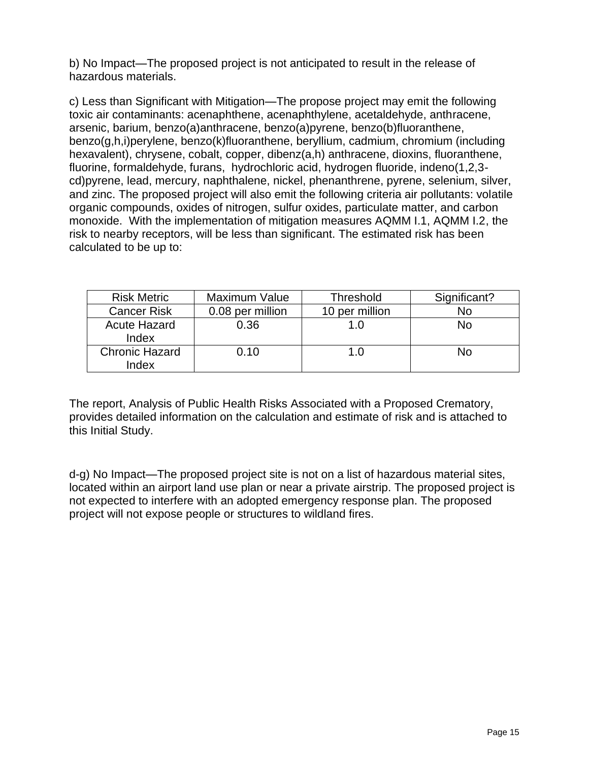b) No Impact—The proposed project is not anticipated to result in the release of hazardous materials.

c) Less than Significant with Mitigation—The propose project may emit the following toxic air contaminants: acenaphthene, acenaphthylene, acetaldehyde, anthracene, arsenic, barium, benzo(a)anthracene, benzo(a)pyrene, benzo(b)fluoranthene, benzo(g,h,i)perylene, benzo(k)fluoranthene, beryllium, cadmium, chromium (including hexavalent), chrysene, cobalt, copper, dibenz(a,h) anthracene, dioxins, fluoranthene, fluorine, formaldehyde, furans, hydrochloric acid, hydrogen fluoride, indeno(1,2,3-cd)pyrene, lead, mercury, naphthalene, nickel, phenanthrene, pyrene, selenium, silver, and zinc. The proposed project will also emit the following criteria air pollutants: volatile organic compounds, oxides of nitrogen, sulfur oxides, particulate matter, and carbon monoxide. With the implementation of mitigation measures AQMM I.1, AQMM I.2, the risk to nearby receptors, will be less than significant. The estimated risk has been calculated to be up to:

| Risk Metric | Maximum Value | Threshold | Significant? |
|---|---|---|---|
| Cancer Risk | 0.08 per million | 10 per million | No |
| Acute Hazard Index | 0.36 | 1.0 | No |
| Chronic Hazard Index | 0.10 | 1.0 | No |

The report, Analysis of Public Health Risks Associated with a Proposed Crematory, provides detailed information on the calculation and estimate of risk and is attached to this Initial Study.

d-g) No Impact—The proposed project site is not on a list of hazardous material sites, located within an airport land use plan or near a private airstrip. The proposed project is not expected to interfere with an adopted emergency response plan. The proposed project will not expose people or structures to wildland fires.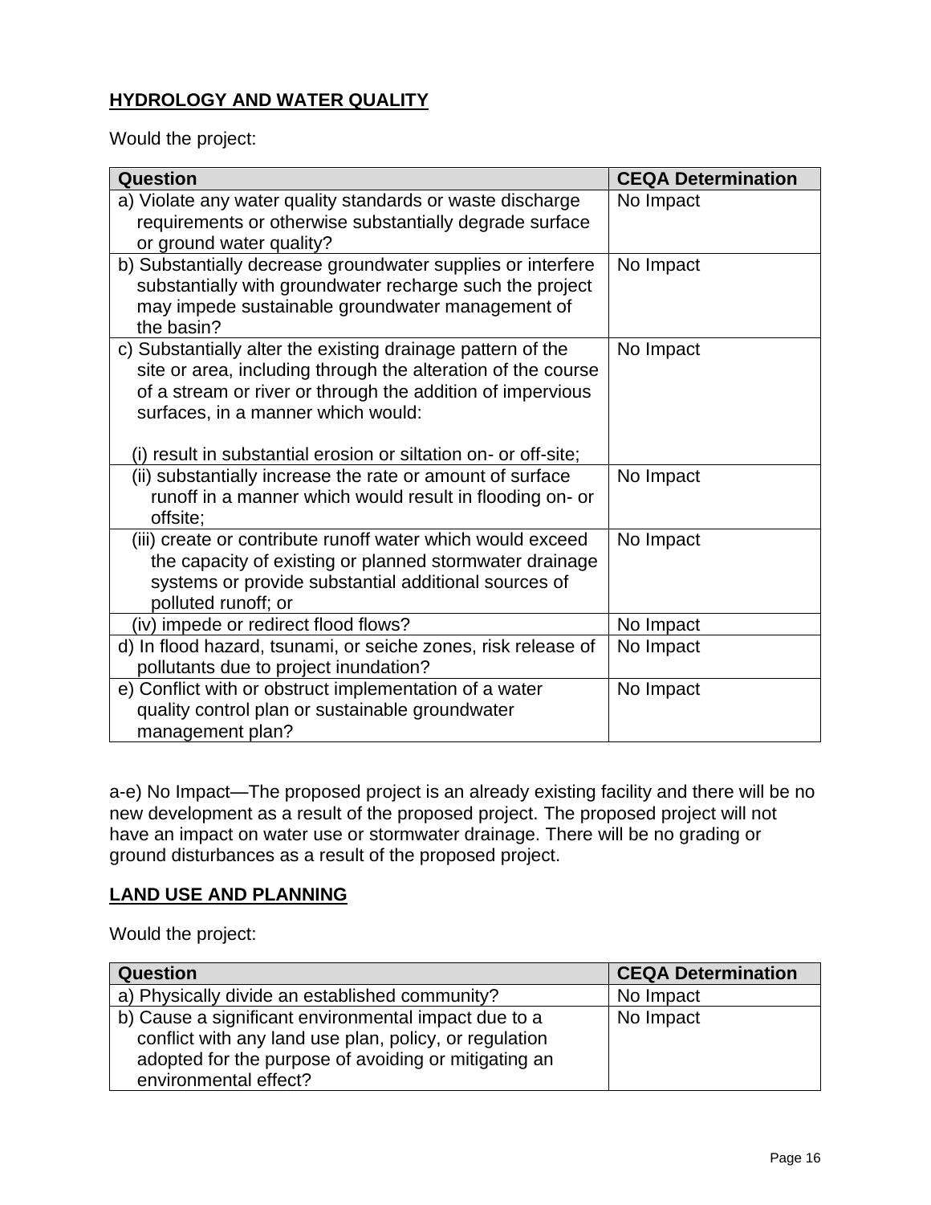## HYDROLOGY AND WATER QUALITY

Would the project:

| Question | CEQA Determination |
|---|---|
| a) Violate any water quality standards or waste discharge requirements or otherwise substantially degrade surface or ground water quality? | No Impact |
| b) Substantially decrease groundwater supplies or interfere substantially with groundwater recharge such the project may impede sustainable groundwater management of the basin? | No Impact |
| c) Substantially alter the existing drainage pattern of the site or area, including through the alteration of the course of a stream or river or through the addition of impervious surfaces, in a manner which would:<br><br>(i) result in substantial erosion or siltation on- or off-site; | No Impact |
| (ii) substantially increase the rate or amount of surface runoff in a manner which would result in flooding on- or offsite; | No Impact |
| (iii) create or contribute runoff water which would exceed the capacity of existing or planned stormwater drainage systems or provide substantial additional sources of polluted runoff; or | No Impact |
| (iv) impede or redirect flood flows? | No Impact |
| d) In flood hazard, tsunami, or seiche zones, risk release of pollutants due to project inundation? | No Impact |
| e) Conflict with or obstruct implementation of a water quality control plan or sustainable groundwater management plan? | No Impact |

a-e) No Impact—The proposed project is an already existing facility and there will be no new development as a result of the proposed project. The proposed project will not have an impact on water use or stormwater drainage. There will be no grading or ground disturbances as a result of the proposed project.

## LAND USE AND PLANNING

Would the project:

| Question | CEQA Determination |
|---|---|
| a) Physically divide an established community? | No Impact |
| b) Cause a significant environmental impact due to a conflict with any land use plan, policy, or regulation adopted for the purpose of avoiding or mitigating an environmental effect? | No Impact |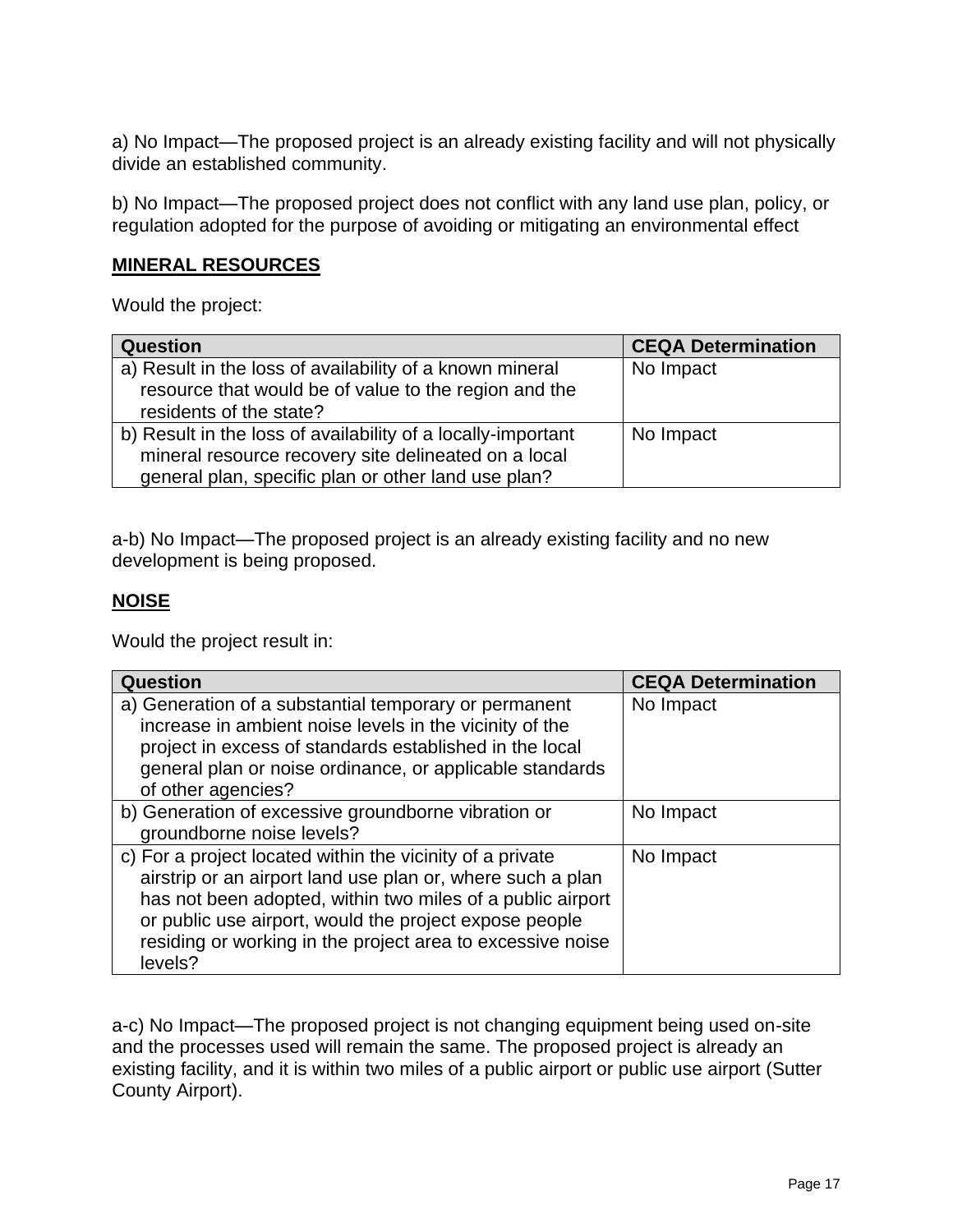a) No Impact—The proposed project is an already existing facility and will not physically divide an established community.

b) No Impact—The proposed project does not conflict with any land use plan, policy, or regulation adopted for the purpose of avoiding or mitigating an environmental effect

## MINERAL RESOURCES

Would the project:

| Question | CEQA Determination |
|---|---|
| a) Result in the loss of availability of a known mineral resource that would be of value to the region and the residents of the state? | No Impact |
| b) Result in the loss of availability of a locally-important mineral resource recovery site delineated on a local general plan, specific plan or other land use plan? | No Impact |

a-b) No Impact—The proposed project is an already existing facility and no new development is being proposed.

## NOISE

Would the project result in:

| Question | CEQA Determination |
|---|---|
| a) Generation of a substantial temporary or permanent increase in ambient noise levels in the vicinity of the project in excess of standards established in the local general plan or noise ordinance, or applicable standards of other agencies? | No Impact |
| b) Generation of excessive groundborne vibration or groundborne noise levels? | No Impact |
| c) For a project located within the vicinity of a private airstrip or an airport land use plan or, where such a plan has not been adopted, within two miles of a public airport or public use airport, would the project expose people residing or working in the project area to excessive noise levels? | No Impact |

a-c) No Impact—The proposed project is not changing equipment being used on-site and the processes used will remain the same. The proposed project is already an existing facility, and it is within two miles of a public airport or public use airport (Sutter County Airport).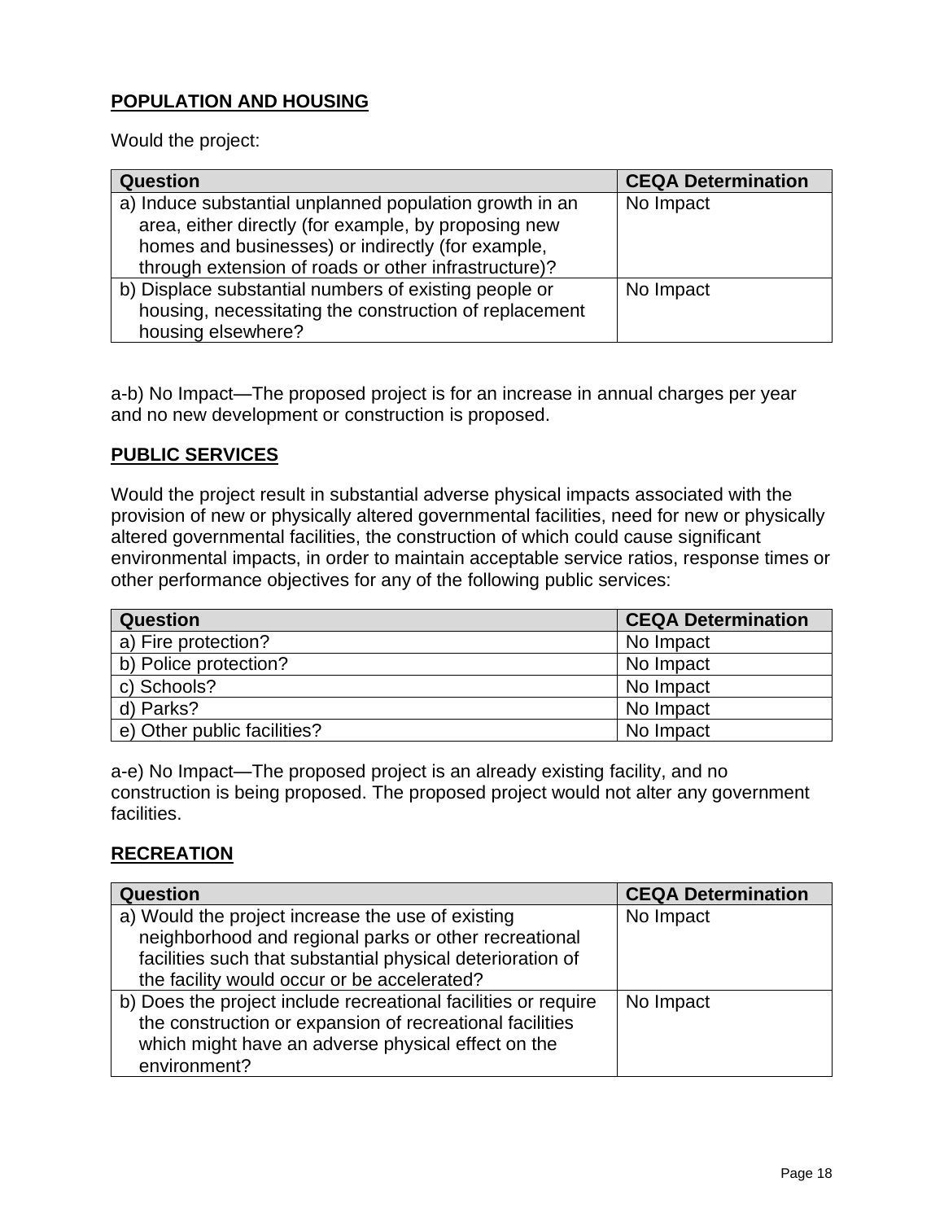## POPULATION AND HOUSING

Would the project:

| Question | CEQA Determination |
|---|---|
| a) Induce substantial unplanned population growth in an area, either directly (for example, by proposing new homes and businesses) or indirectly (for example, through extension of roads or other infrastructure)? | No Impact |
| b) Displace substantial numbers of existing people or housing, necessitating the construction of replacement housing elsewhere? | No Impact |

a-b) No Impact—The proposed project is for an increase in annual charges per year and no new development or construction is proposed.

## PUBLIC SERVICES

Would the project result in substantial adverse physical impacts associated with the provision of new or physically altered governmental facilities, need for new or physically altered governmental facilities, the construction of which could cause significant environmental impacts, in order to maintain acceptable service ratios, response times or other performance objectives for any of the following public services:

| Question | CEQA Determination |
|---|---|
| a) Fire protection? | No Impact |
| b) Police protection? | No Impact |
| c) Schools? | No Impact |
| d) Parks? | No Impact |
| e) Other public facilities? | No Impact |

a-e) No Impact—The proposed project is an already existing facility, and no construction is being proposed. The proposed project would not alter any government facilities.

## RECREATION

| Question | CEQA Determination |
|---|---|
| a) Would the project increase the use of existing neighborhood and regional parks or other recreational facilities such that substantial physical deterioration of the facility would occur or be accelerated? | No Impact |
| b) Does the project include recreational facilities or require the construction or expansion of recreational facilities which might have an adverse physical effect on the environment? | No Impact |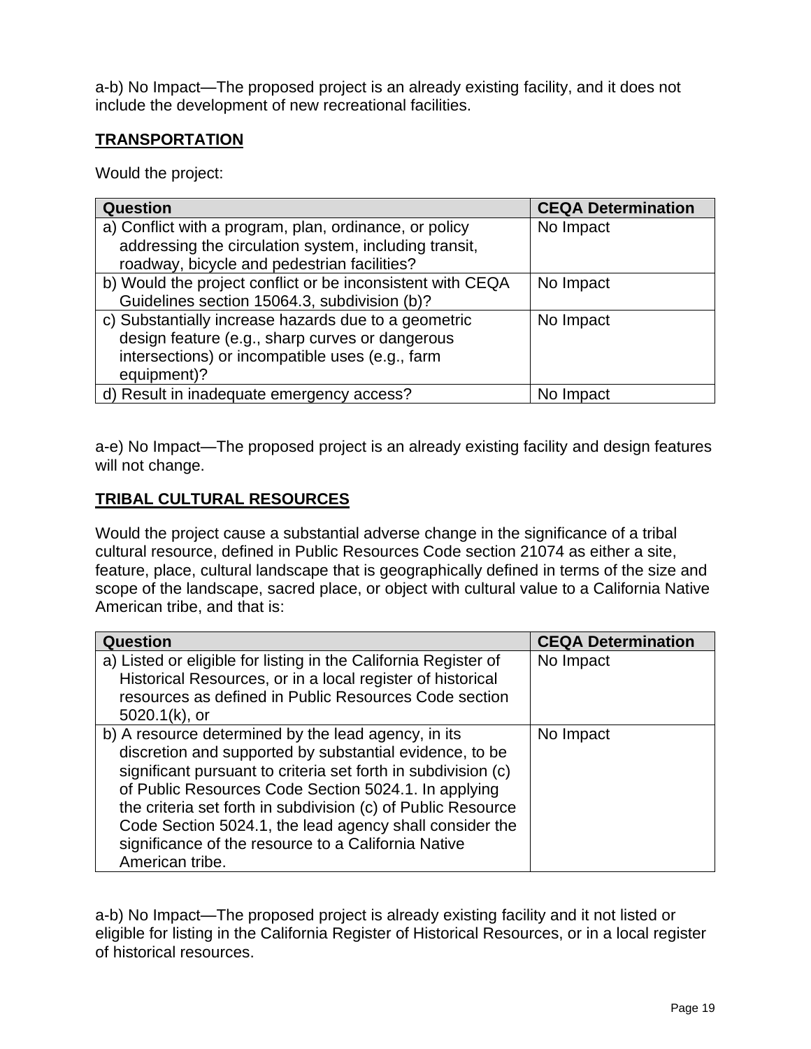a-b) No Impact—The proposed project is an already existing facility, and it does not include the development of new recreational facilities.

## TRANSPORTATION

Would the project:

| Question | CEQA Determination |
|---|---|
| a) Conflict with a program, plan, ordinance, or policy addressing the circulation system, including transit, roadway, bicycle and pedestrian facilities? | No Impact |
| b) Would the project conflict or be inconsistent with CEQA Guidelines section 15064.3, subdivision (b)? | No Impact |
| c) Substantially increase hazards due to a geometric design feature (e.g., sharp curves or dangerous intersections) or incompatible uses (e.g., farm equipment)? | No Impact |
| d) Result in inadequate emergency access? | No Impact |

a-e) No Impact—The proposed project is an already existing facility and design features will not change.

## TRIBAL CULTURAL RESOURCES

Would the project cause a substantial adverse change in the significance of a tribal cultural resource, defined in Public Resources Code section 21074 as either a site, feature, place, cultural landscape that is geographically defined in terms of the size and scope of the landscape, sacred place, or object with cultural value to a California Native American tribe, and that is:

| Question | CEQA Determination |
|---|---|
| a) Listed or eligible for listing in the California Register of Historical Resources, or in a local register of historical resources as defined in Public Resources Code section 5020.1(k), or | No Impact |
| b) A resource determined by the lead agency, in its discretion and supported by substantial evidence, to be significant pursuant to criteria set forth in subdivision (c) of Public Resources Code Section 5024.1. In applying the criteria set forth in subdivision (c) of Public Resource Code Section 5024.1, the lead agency shall consider the significance of the resource to a California Native American tribe. | No Impact |

a-b) No Impact—The proposed project is already existing facility and it not listed or eligible for listing in the California Register of Historical Resources, or in a local register of historical resources.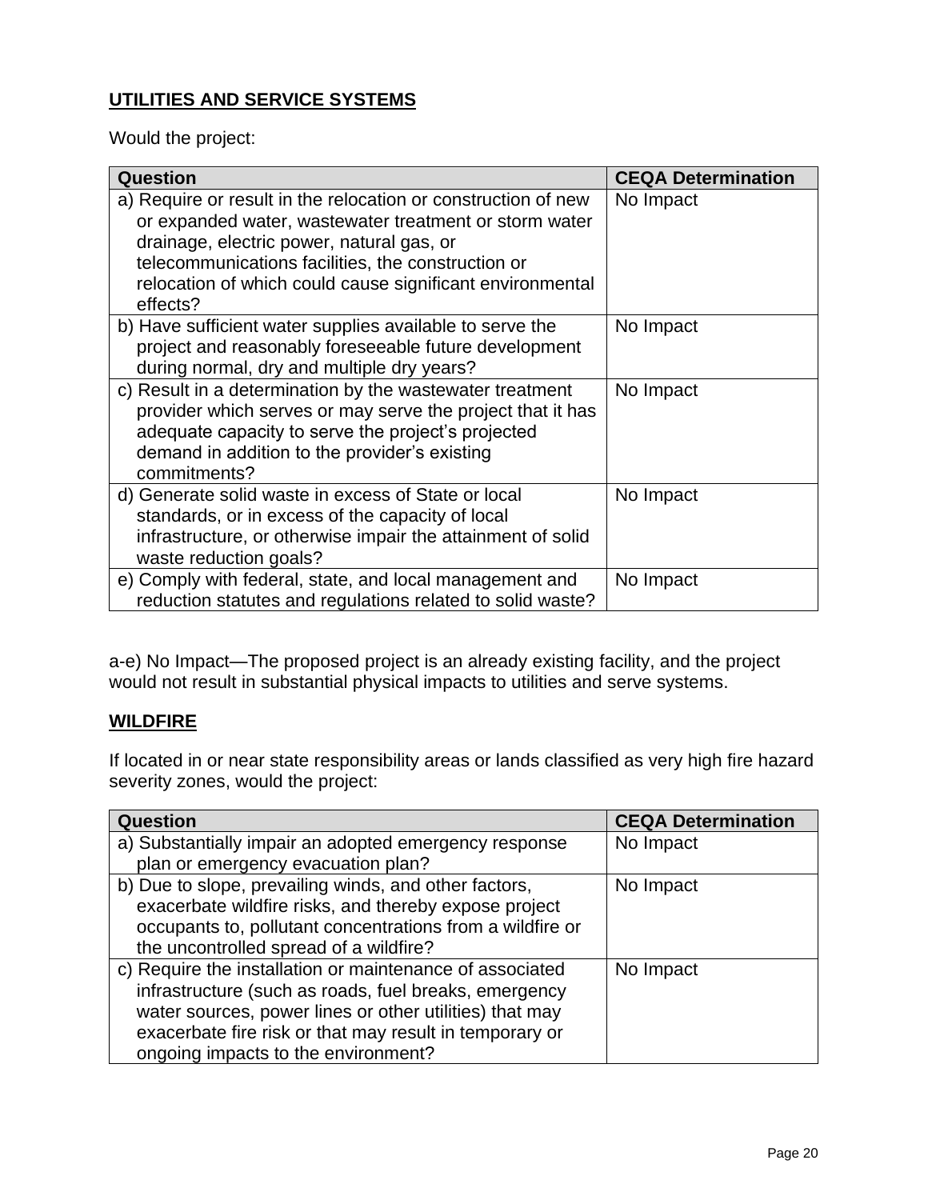## UTILITIES AND SERVICE SYSTEMS

Would the project:

| Question | CEQA Determination |
| --- | --- |
| a) Require or result in the relocation or construction of new or expanded water, wastewater treatment or storm water drainage, electric power, natural gas, or telecommunications facilities, the construction or relocation of which could cause significant environmental effects? | No Impact |
| b) Have sufficient water supplies available to serve the project and reasonably foreseeable future development during normal, dry and multiple dry years? | No Impact |
| c) Result in a determination by the wastewater treatment provider which serves or may serve the project that it has adequate capacity to serve the project's projected demand in addition to the provider's existing commitments? | No Impact |
| d) Generate solid waste in excess of State or local standards, or in excess of the capacity of local infrastructure, or otherwise impair the attainment of solid waste reduction goals? | No Impact |
| e) Comply with federal, state, and local management and reduction statutes and regulations related to solid waste? | No Impact |

a-e) No Impact—The proposed project is an already existing facility, and the project would not result in substantial physical impacts to utilities and serve systems.

## WILDFIRE

If located in or near state responsibility areas or lands classified as very high fire hazard severity zones, would the project:

| Question | CEQA Determination |
| --- | --- |
| a) Substantially impair an adopted emergency response plan or emergency evacuation plan? | No Impact |
| b) Due to slope, prevailing winds, and other factors, exacerbate wildfire risks, and thereby expose project occupants to, pollutant concentrations from a wildfire or the uncontrolled spread of a wildfire? | No Impact |
| c) Require the installation or maintenance of associated infrastructure (such as roads, fuel breaks, emergency water sources, power lines or other utilities) that may exacerbate fire risk or that may result in temporary or ongoing impacts to the environment? | No Impact |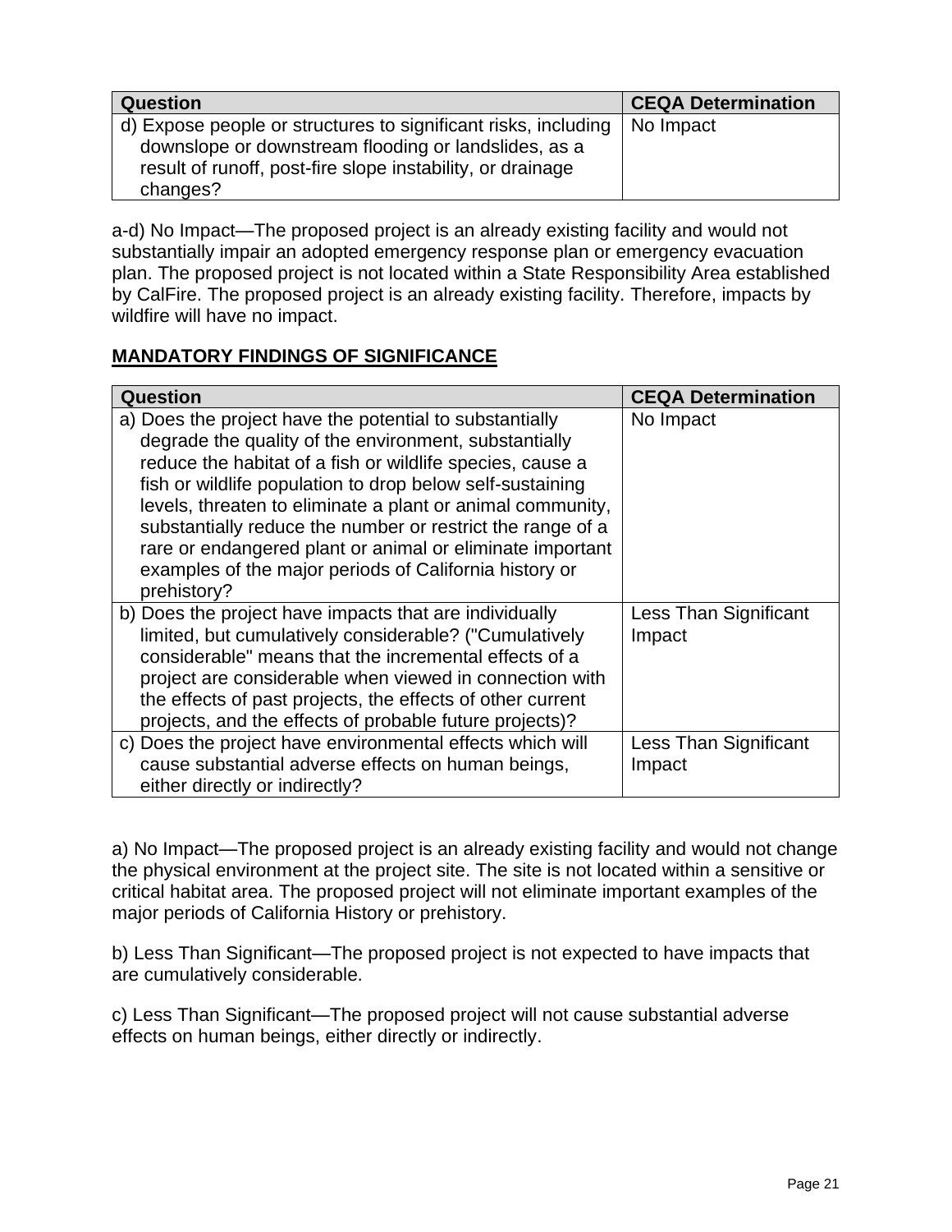| Question | CEQA Determination |
| --- | --- |
| d) Expose people or structures to significant risks, including downslope or downstream flooding or landslides, as a result of runoff, post-fire slope instability, or drainage changes? | No Impact |

a-d) No Impact—The proposed project is an already existing facility and would not substantially impair an adopted emergency response plan or emergency evacuation plan. The proposed project is not located within a State Responsibility Area established by CalFire. The proposed project is an already existing facility. Therefore, impacts by wildfire will have no impact.

## MANDATORY FINDINGS OF SIGNIFICANCE

| Question | CEQA Determination |
| --- | --- |
| a) Does the project have the potential to substantially degrade the quality of the environment, substantially reduce the habitat of a fish or wildlife species, cause a fish or wildlife population to drop below self-sustaining levels, threaten to eliminate a plant or animal community, substantially reduce the number or restrict the range of a rare or endangered plant or animal or eliminate important examples of the major periods of California history or prehistory? | No Impact |
| b) Does the project have impacts that are individually limited, but cumulatively considerable? ("Cumulatively considerable" means that the incremental effects of a project are considerable when viewed in connection with the effects of past projects, the effects of other current projects, and the effects of probable future projects)? | Less Than Significant Impact |
| c) Does the project have environmental effects which will cause substantial adverse effects on human beings, either directly or indirectly? | Less Than Significant Impact |

a) No Impact—The proposed project is an already existing facility and would not change the physical environment at the project site. The site is not located within a sensitive or critical habitat area. The proposed project will not eliminate important examples of the major periods of California History or prehistory.

b) Less Than Significant—The proposed project is not expected to have impacts that are cumulatively considerable.

c) Less Than Significant—The proposed project will not cause substantial adverse effects on human beings, either directly or indirectly.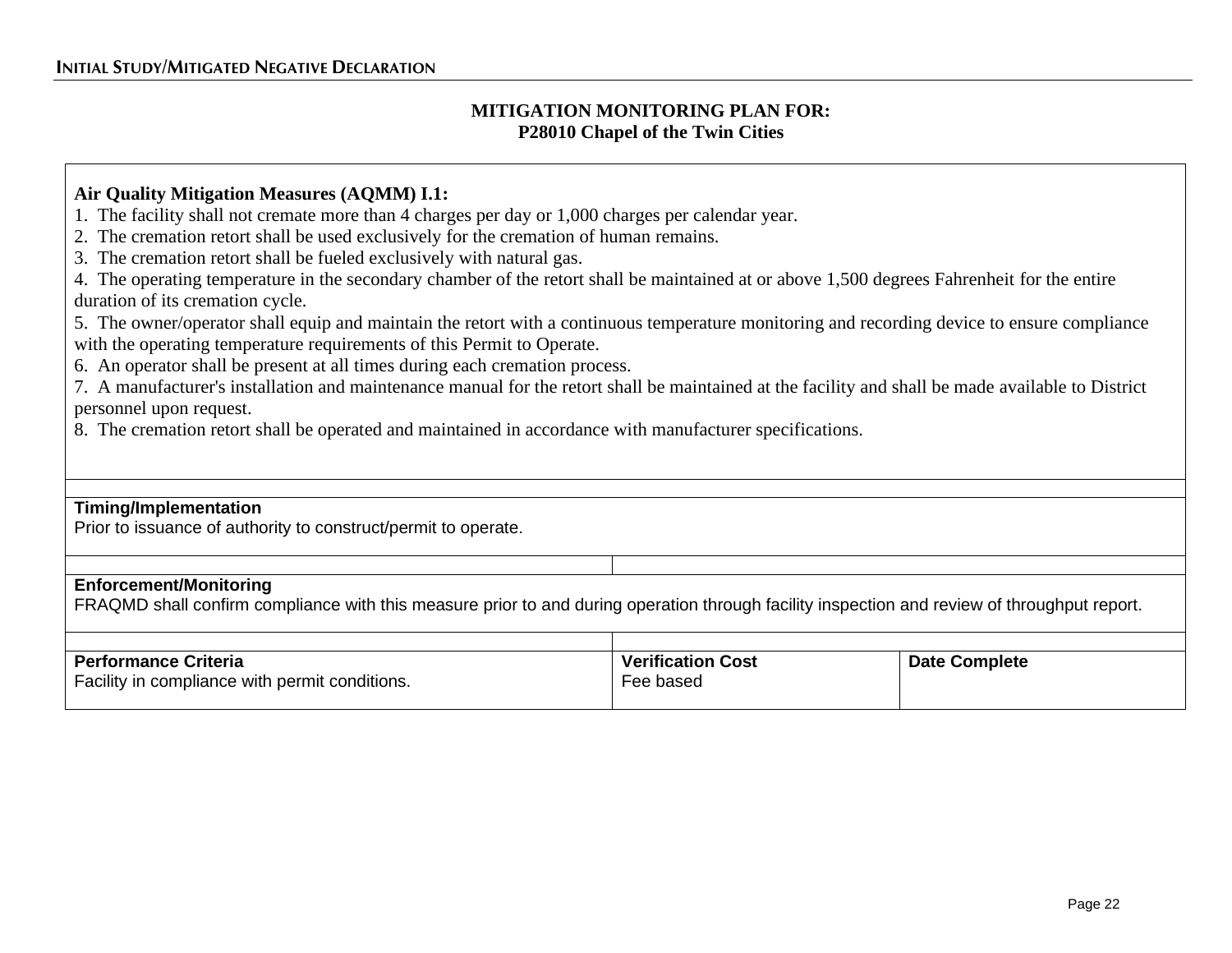## MITIGATION MONITORING PLAN FOR:
## P28010 Chapel of the Twin Cities

**Air Quality Mitigation Measures (AQMM) I.1:**

1. The facility shall not cremate more than 4 charges per day or 1,000 charges per calendar year.
2. The cremation retort shall be used exclusively for the cremation of human remains.
3. The cremation retort shall be fueled exclusively with natural gas.
4. The operating temperature in the secondary chamber of the retort shall be maintained at or above 1,500 degrees Fahrenheit for the entire duration of its cremation cycle.
5. The owner/operator shall equip and maintain the retort with a continuous temperature monitoring and recording device to ensure compliance with the operating temperature requirements of this Permit to Operate.
6. An operator shall be present at all times during each cremation process.
7. A manufacturer's installation and maintenance manual for the retort shall be maintained at the facility and shall be made available to District personnel upon request.
8. The cremation retort shall be operated and maintained in accordance with manufacturer specifications.

**Timing/Implementation**
Prior to issuance of authority to construct/permit to operate.

**Enforcement/Monitoring**
FRAQMD shall confirm compliance with this measure prior to and during operation through facility inspection and review of throughput report.

| Performance Criteria | Verification Cost | Date Complete |
|---|---|---|
| Facility in compliance with permit conditions. | Fee based | |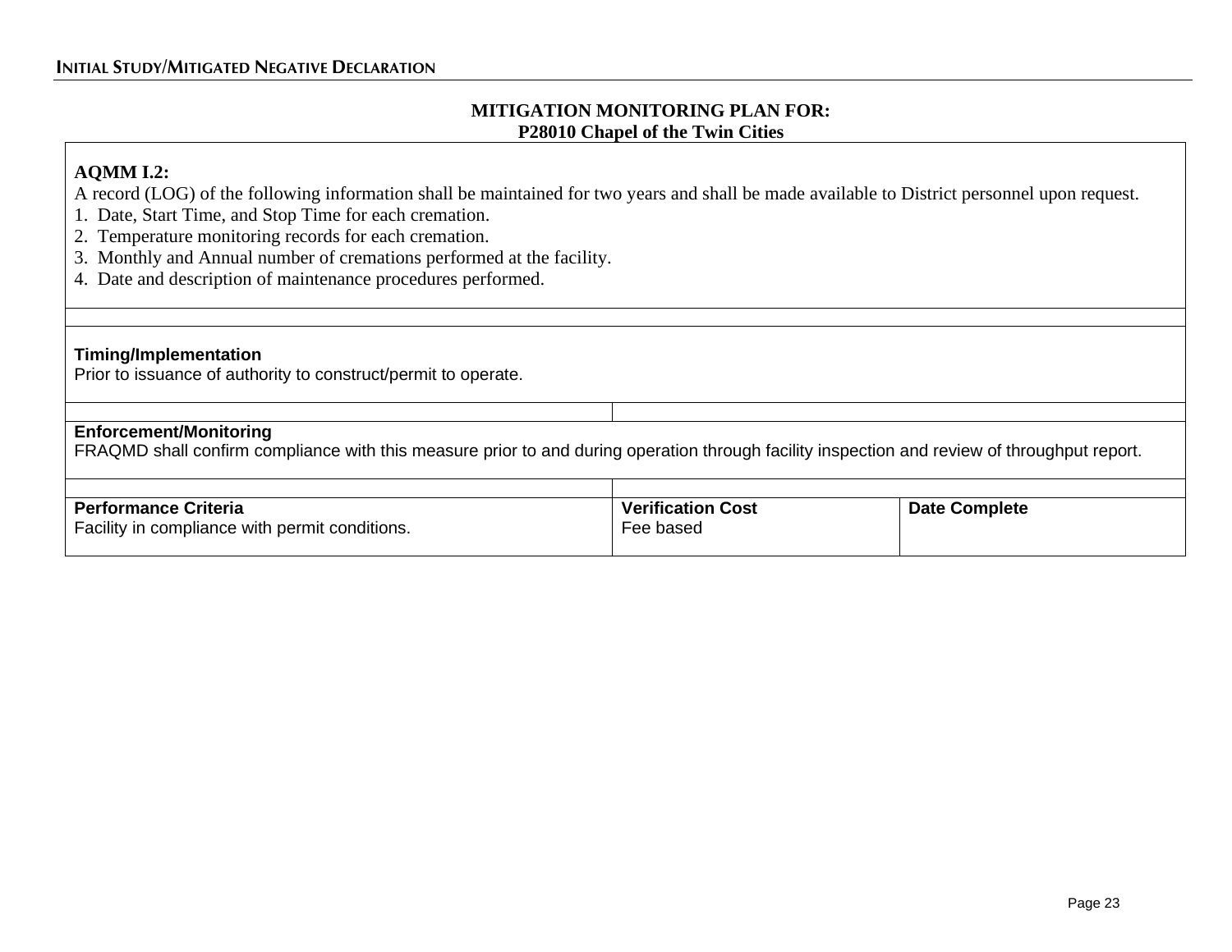**MITIGATION MONITORING PLAN FOR:**
**P28010 Chapel of the Twin Cities**

**AQMM I.2:**
A record (LOG) of the following information shall be maintained for two years and shall be made available to District personnel upon request.

1. Date, Start Time, and Stop Time for each cremation.
2. Temperature monitoring records for each cremation.
3. Monthly and Annual number of cremations performed at the facility.
4. Date and description of maintenance procedures performed.

**Timing/Implementation**
Prior to issuance of authority to construct/permit to operate.

**Enforcement/Monitoring**
FRAQMD shall confirm compliance with this measure prior to and during operation through facility inspection and review of throughput report.

| | | |
|---|---|---|
| **Performance Criteria**<br>Facility in compliance with permit conditions. | **Verification Cost**<br>Fee based | **Date Complete** |